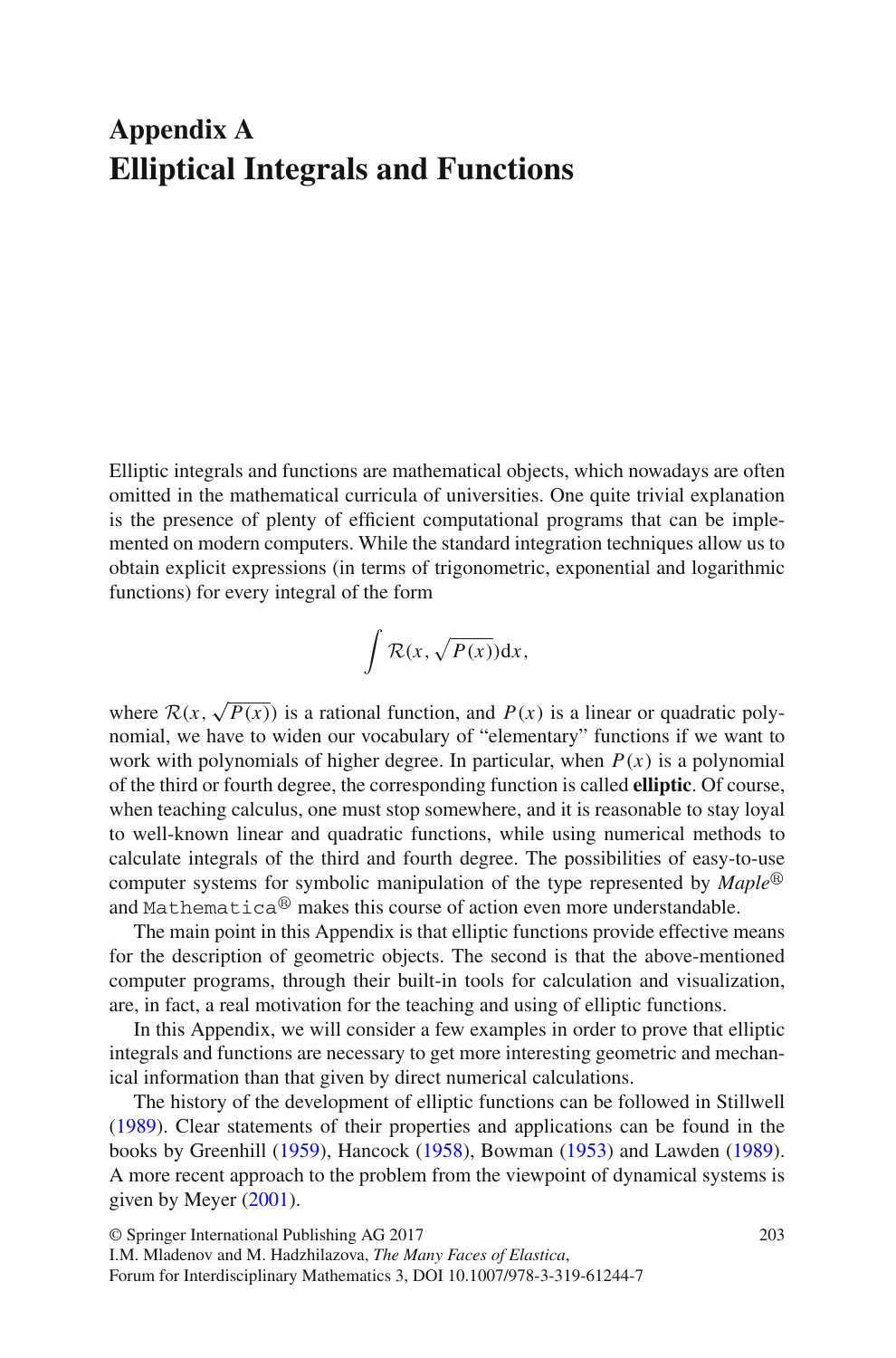# Appendix A
# Elliptical Integrals and Functions

Elliptic integrals and functions are mathematical objects, which nowadays are often omitted in the mathematical curricula of universities. One quite trivial explanation is the presence of plenty of efficient computational programs that can be implemented on modern computers. While the standard integration techniques allow us to obtain explicit expressions (in terms of trigonometric, exponential and logarithmic functions) for every integral of the form

$$\int \mathcal{R}(x, \sqrt{P(x)})\mathrm{d}x,$$

where $\mathcal{R}(x, \sqrt{P(x)})$ is a rational function, and $P(x)$ is a linear or quadratic polynomial, we have to widen our vocabulary of "elementary" functions if we want to work with polynomials of higher degree. In particular, when $P(x)$ is a polynomial of the third or fourth degree, the corresponding function is called **elliptic**. Of course, when teaching calculus, one must stop somewhere, and it is reasonable to stay loyal to well-known linear and quadratic functions, while using numerical methods to calculate integrals of the third and fourth degree. The possibilities of easy-to-use computer systems for symbolic manipulation of the type represented by *Maple*® and `Mathematica`® makes this course of action even more understandable.

The main point in this Appendix is that elliptic functions provide effective means for the description of geometric objects. The second is that the above-mentioned computer programs, through their built-in tools for calculation and visualization, are, in fact, a real motivation for the teaching and using of elliptic functions.

In this Appendix, we will consider a few examples in order to prove that elliptic integrals and functions are necessary to get more interesting geometric and mechanical information than that given by direct numerical calculations.

The history of the development of elliptic functions can be followed in Stillwell (1989). Clear statements of their properties and applications can be found in the books by Greenhill (1959), Hancock (1958), Bowman (1953) and Lawden (1989). A more recent approach to the problem from the viewpoint of dynamical systems is given by Meyer (2001).

© Springer International Publishing AG 2017
I.M. Mladenov and M. Hadzhilazova, *The Many Faces of Elastica*, Forum for Interdisciplinary Mathematics 3, DOI 10.1007/978-3-319-61244-7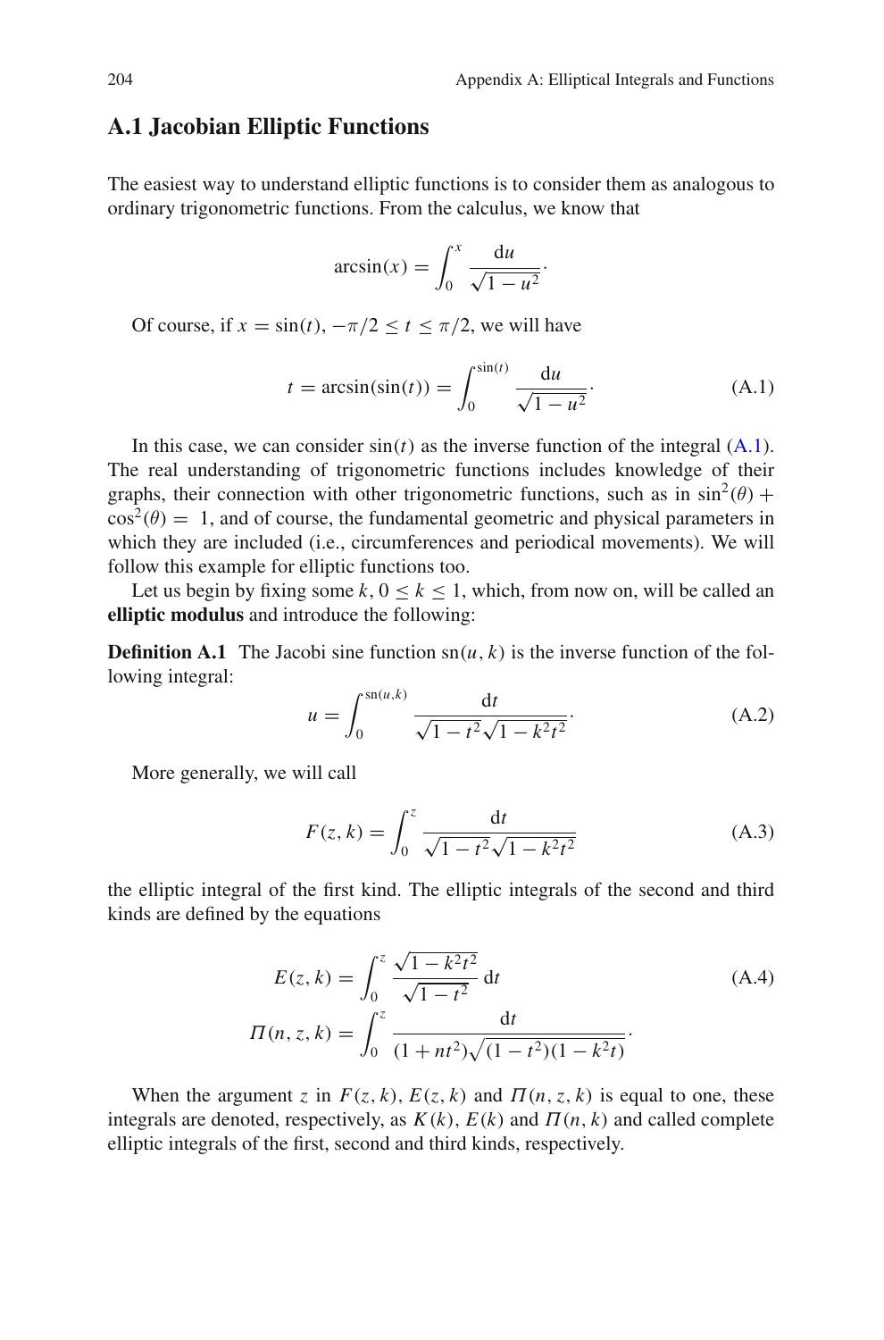## A.1 Jacobian Elliptic Functions

The easiest way to understand elliptic functions is to consider them as analogous to ordinary trigonometric functions. From the calculus, we know that

$$\arcsin(x) = \int_0^x \frac{\mathrm{d}u}{\sqrt{1-u^2}}.$$

Of course, if $x = \sin(t)$, $-\pi/2 \le t \le \pi/2$, we will have

$$t = \arcsin(\sin(t)) = \int_0^{\sin(t)} \frac{\mathrm{d}u}{\sqrt{1-u^2}}. \tag{A.1}$$

In this case, we can consider $\sin(t)$ as the inverse function of the integral (A.1). The real understanding of trigonometric functions includes knowledge of their graphs, their connection with other trigonometric functions, such as in $\sin^2(\theta) + \cos^2(\theta) = 1$, and of course, the fundamental geometric and physical parameters in which they are included (i.e., circumferences and periodical movements). We will follow this example for elliptic functions too.

Let us begin by fixing some $k$, $0 \le k \le 1$, which, from now on, will be called an **elliptic modulus** and introduce the following:

**Definition A.1** The Jacobi sine function $\mathrm{sn}(u, k)$ is the inverse function of the following integral:

$$u = \int_0^{\mathrm{sn}(u,k)} \frac{\mathrm{d}t}{\sqrt{1-t^2}\sqrt{1-k^2t^2}}. \tag{A.2}$$

More generally, we will call

$$F(z,k) = \int_0^z \frac{\mathrm{d}t}{\sqrt{1-t^2}\sqrt{1-k^2t^2}} \tag{A.3}$$

the elliptic integral of the first kind. The elliptic integrals of the second and third kinds are defined by the equations

$$\begin{aligned} E(z,k) &= \int_0^z \frac{\sqrt{1-k^2t^2}}{\sqrt{1-t^2}}\,\mathrm{d}t \\ \Pi(n,z,k) &= \int_0^z \frac{\mathrm{d}t}{(1+nt^2)\sqrt{(1-t^2)(1-k^2t)}}. \end{aligned} \tag{A.4}$$

When the argument $z$ in $F(z,k)$, $E(z,k)$ and $\Pi(n,z,k)$ is equal to one, these integrals are denoted, respectively, as $K(k)$, $E(k)$ and $\Pi(n,k)$ and called complete elliptic integrals of the first, second and third kinds, respectively.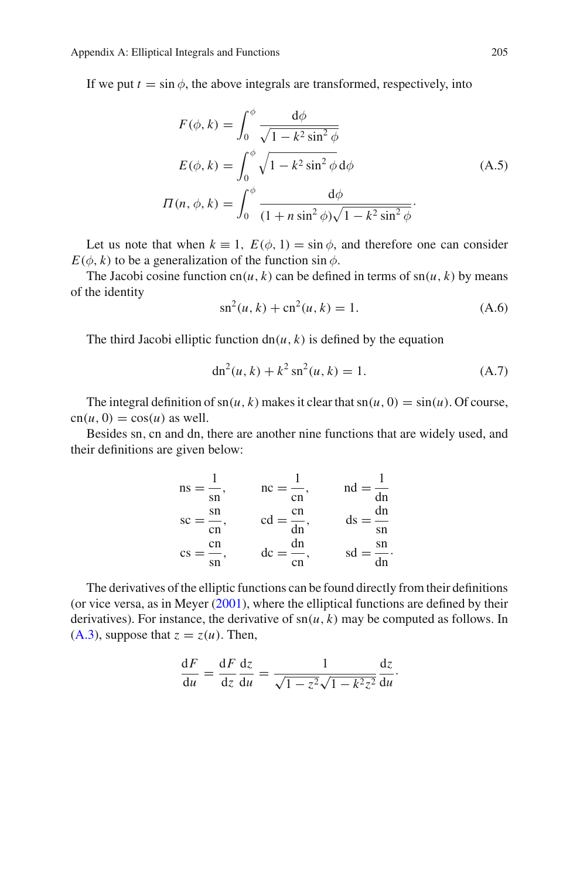If we put $t = \sin\phi$, the above integrals are transformed, respectively, into

$$
\begin{aligned}
F(\phi, k) &= \int_0^{\phi} \frac{\mathrm{d}\phi}{\sqrt{1 - k^2 \sin^2\phi}} \\
E(\phi, k) &= \int_0^{\phi} \sqrt{1 - k^2 \sin^2\phi}\,\mathrm{d}\phi \\
\Pi(n, \phi, k) &= \int_0^{\phi} \frac{\mathrm{d}\phi}{(1 + n\sin^2\phi)\sqrt{1 - k^2\sin^2\phi}}.
\end{aligned}
\tag{A.5}
$$

Let us note that when $k \equiv 1$, $E(\phi, 1) = \sin\phi$, and therefore one can consider $E(\phi, k)$ to be a generalization of the function $\sin\phi$.

The Jacobi cosine function $\mathrm{cn}(u, k)$ can be defined in terms of $\mathrm{sn}(u, k)$ by means of the identity

$$
\mathrm{sn}^2(u, k) + \mathrm{cn}^2(u, k) = 1. \tag{A.6}
$$

The third Jacobi elliptic function $\mathrm{dn}(u, k)$ is defined by the equation

$$
\mathrm{dn}^2(u, k) + k^2\,\mathrm{sn}^2(u, k) = 1. \tag{A.7}
$$

The integral definition of $\mathrm{sn}(u, k)$ makes it clear that $\mathrm{sn}(u, 0) = \sin(u)$. Of course, $\mathrm{cn}(u, 0) = \cos(u)$ as well.

Besides sn, cn and dn, there are another nine functions that are widely used, and their definitions are given below:

$$
\begin{aligned}
\mathrm{ns} &= \frac{1}{\mathrm{sn}}, & \mathrm{nc} &= \frac{1}{\mathrm{cn}}, & \mathrm{nd} &= \frac{1}{\mathrm{dn}} \\
\mathrm{sc} &= \frac{\mathrm{sn}}{\mathrm{cn}}, & \mathrm{cd} &= \frac{\mathrm{cn}}{\mathrm{dn}}, & \mathrm{ds} &= \frac{\mathrm{dn}}{\mathrm{sn}} \\
\mathrm{cs} &= \frac{\mathrm{cn}}{\mathrm{sn}}, & \mathrm{dc} &= \frac{\mathrm{dn}}{\mathrm{cn}}, & \mathrm{sd} &= \frac{\mathrm{sn}}{\mathrm{dn}}.
\end{aligned}
$$

The derivatives of the elliptic functions can be found directly from their definitions (or vice versa, as in Meyer (2001), where the elliptical functions are defined by their derivatives). For instance, the derivative of $\mathrm{sn}(u, k)$ may be computed as follows. In (A.3), suppose that $z = z(u)$. Then,

$$
\frac{\mathrm{d}F}{\mathrm{d}u} = \frac{\mathrm{d}F}{\mathrm{d}z}\frac{\mathrm{d}z}{\mathrm{d}u} = \frac{1}{\sqrt{1 - z^2}\sqrt{1 - k^2 z^2}}\frac{\mathrm{d}z}{\mathrm{d}u}.
$$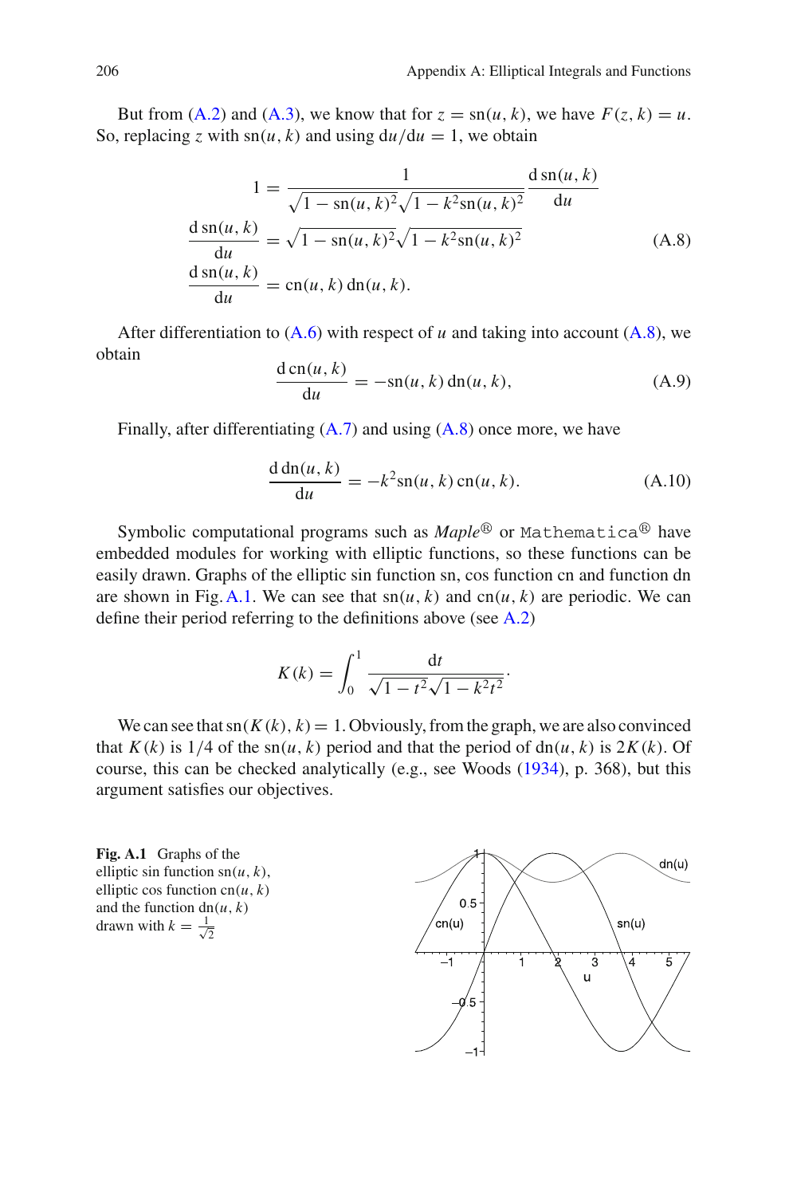But from (A.2) and (A.3), we know that for $z = \mathrm{sn}(u, k)$, we have $F(z, k) = u$. So, replacing $z$ with $\mathrm{sn}(u, k)$ and using $\mathrm{d}u/\mathrm{d}u = 1$, we obtain

$$
\begin{aligned}
1 &= \frac{1}{\sqrt{1 - \mathrm{sn}(u,k)^2}\sqrt{1 - k^2 \mathrm{sn}(u,k)^2}} \frac{\mathrm{d}\,\mathrm{sn}(u,k)}{\mathrm{d}u} \\
\frac{\mathrm{d}\,\mathrm{sn}(u,k)}{\mathrm{d}u} &= \sqrt{1 - \mathrm{sn}(u,k)^2}\sqrt{1 - k^2 \mathrm{sn}(u,k)^2} \\
\frac{\mathrm{d}\,\mathrm{sn}(u,k)}{\mathrm{d}u} &= \mathrm{cn}(u,k)\,\mathrm{dn}(u,k).
\end{aligned}
\tag{A.8}
$$

After differentiation to (A.6) with respect of $u$ and taking into account (A.8), we obtain

$$
\frac{\mathrm{d}\,\mathrm{cn}(u,k)}{\mathrm{d}u} = -\mathrm{sn}(u,k)\,\mathrm{dn}(u,k), \tag{A.9}
$$

Finally, after differentiating (A.7) and using (A.8) once more, we have

$$
\frac{\mathrm{d}\,\mathrm{dn}(u,k)}{\mathrm{d}u} = -k^2 \mathrm{sn}(u,k)\,\mathrm{cn}(u,k). \tag{A.10}
$$

Symbolic computational programs such as *Maple*® or `Mathematica`® have embedded modules for working with elliptic functions, so these functions can be easily drawn. Graphs of the elliptic sin function sn, cos function cn and function dn are shown in Fig. A.1. We can see that $\mathrm{sn}(u, k)$ and $\mathrm{cn}(u, k)$ are periodic. We can define their period referring to the definitions above (see A.2)

$$
K(k) = \int_0^1 \frac{\mathrm{d}t}{\sqrt{1 - t^2}\sqrt{1 - k^2 t^2}}.
$$

We can see that $\mathrm{sn}(K(k), k) = 1$. Obviously, from the graph, we are also convinced that $K(k)$ is $1/4$ of the $\mathrm{sn}(u, k)$ period and that the period of $\mathrm{dn}(u, k)$ is $2K(k)$. Of course, this can be checked analytically (e.g., see Woods (1934), p. 368), but this argument satisfies our objectives.

**Fig. A.1** Graphs of the elliptic sin function $\mathrm{sn}(u, k)$, elliptic cos function $\mathrm{cn}(u, k)$ and the function $\mathrm{dn}(u, k)$ drawn with $k = \frac{1}{\sqrt{2}}$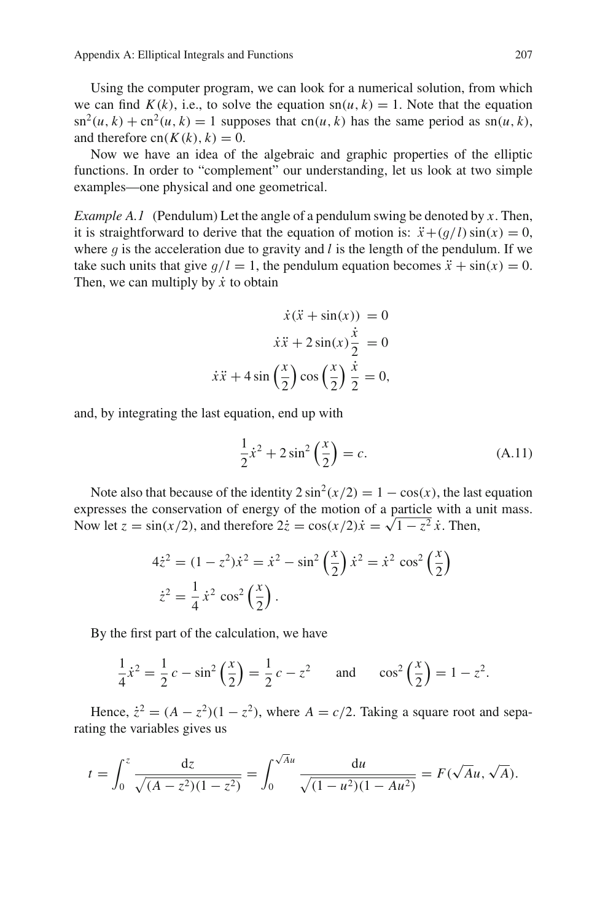Using the computer program, we can look for a numerical solution, from which we can find $K(k)$, i.e., to solve the equation $\mathrm{sn}(u, k) = 1$. Note that the equation $\mathrm{sn}^2(u, k) + \mathrm{cn}^2(u, k) = 1$ supposes that $\mathrm{cn}(u, k)$ has the same period as $\mathrm{sn}(u, k)$, and therefore $\mathrm{cn}(K(k), k) = 0$.

Now we have an idea of the algebraic and graphic properties of the elliptic functions. In order to "complement" our understanding, let us look at two simple examples—one physical and one geometrical.

*Example A.1* (Pendulum) Let the angle of a pendulum swing be denoted by $x$. Then, it is straightforward to derive that the equation of motion is: $\ddot{x} + (g/l)\sin(x) = 0$, where $g$ is the acceleration due to gravity and $l$ is the length of the pendulum. If we take such units that give $g/l = 1$, the pendulum equation becomes $\ddot{x} + \sin(x) = 0$. Then, we can multiply by $\dot{x}$ to obtain

$$
\begin{aligned}
\dot{x}(\ddot{x} + \sin(x)) &= 0 \\
\dot{x}\ddot{x} + 2\sin(x)\frac{\dot{x}}{2} &= 0 \\
\dot{x}\ddot{x} + 4\sin\left(\frac{x}{2}\right)\cos\left(\frac{x}{2}\right)\frac{\dot{x}}{2} &= 0,
\end{aligned}
$$

and, by integrating the last equation, end up with

$$
\frac{1}{2}\dot{x}^2 + 2\sin^2\left(\frac{x}{2}\right) = c. \tag{A.11}
$$

Note also that because of the identity $2\sin^2(x/2) = 1 - \cos(x)$, the last equation expresses the conservation of energy of the motion of a particle with a unit mass. Now let $z = \sin(x/2)$, and therefore $2\dot{z} = \cos(x/2)\dot{x} = \sqrt{1 - z^2}\,\dot{x}$. Then,

$$
\begin{aligned}
4\dot{z}^2 &= (1 - z^2)\dot{x}^2 = \dot{x}^2 - \sin^2\left(\frac{x}{2}\right)\dot{x}^2 = \dot{x}^2\cos^2\left(\frac{x}{2}\right) \\
\dot{z}^2 &= \frac{1}{4}\dot{x}^2\cos^2\left(\frac{x}{2}\right).
\end{aligned}
$$

By the first part of the calculation, we have

$$
\frac{1}{4}\dot{x}^2 = \frac{1}{2}c - \sin^2\left(\frac{x}{2}\right) = \frac{1}{2}c - z^2 \qquad \text{and} \qquad \cos^2\left(\frac{x}{2}\right) = 1 - z^2.
$$

Hence, $\dot{z}^2 = (A - z^2)(1 - z^2)$, where $A = c/2$. Taking a square root and separating the variables gives us

$$
t = \int_0^z \frac{\mathrm{d}z}{\sqrt{(A - z^2)(1 - z^2)}} = \int_0^{\sqrt{A}u} \frac{\mathrm{d}u}{\sqrt{(1 - u^2)(1 - Au^2)}} = F(\sqrt{A}u, \sqrt{A}).
$$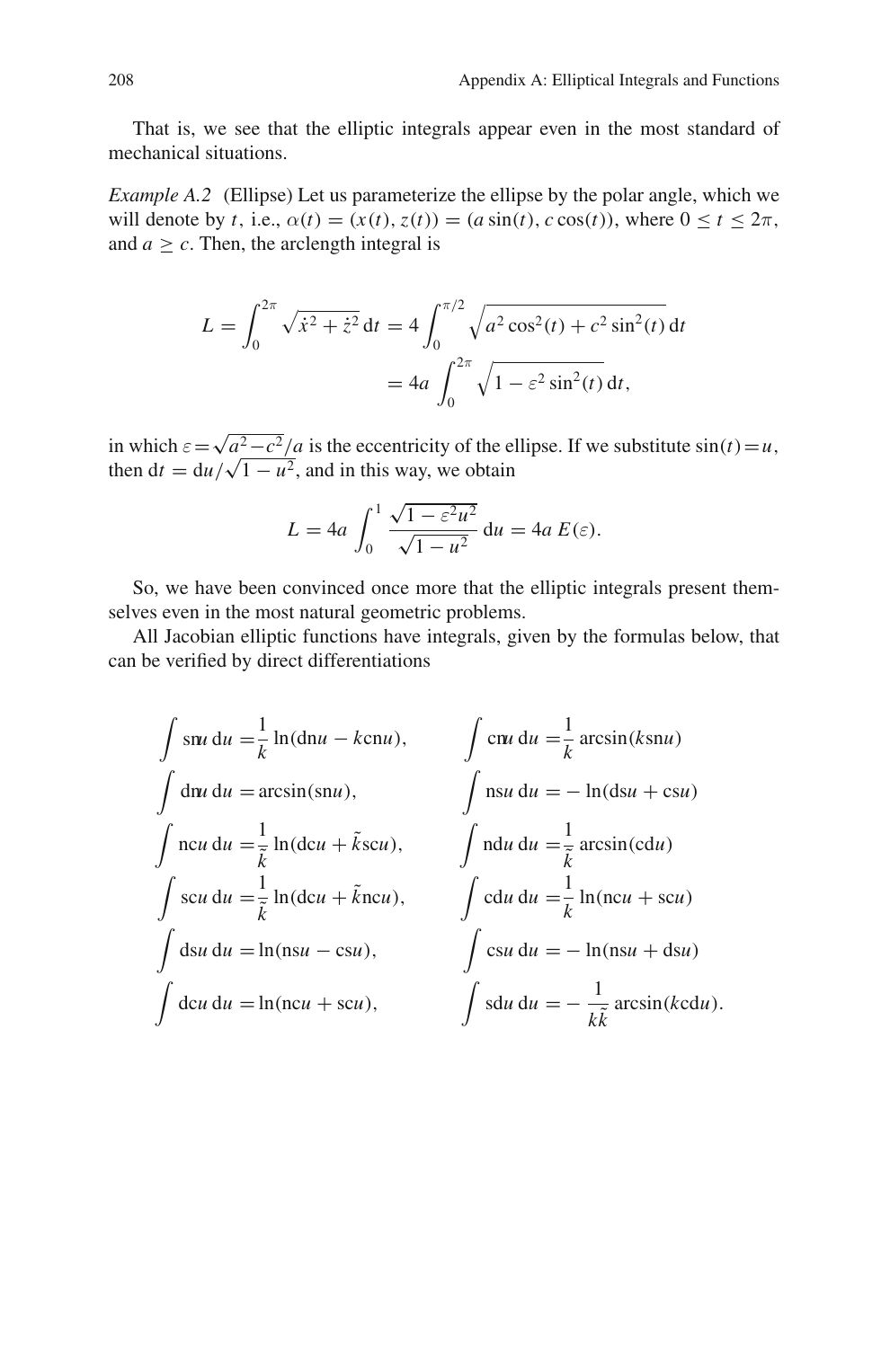That is, we see that the elliptic integrals appear even in the most standard of mechanical situations.

*Example A.2* (Ellipse) Let us parameterize the ellipse by the polar angle, which we will denote by $t$, i.e., $\alpha(t) = (x(t), z(t)) = (a\sin(t), c\cos(t))$, where $0 \leq t \leq 2\pi$, and $a \geq c$. Then, the arclength integral is

$$L = \int_0^{2\pi} \sqrt{\dot{x}^2 + \dot{z}^2}\,\mathrm{d}t = 4\int_0^{\pi/2} \sqrt{a^2\cos^2(t) + c^2\sin^2(t)}\,\mathrm{d}t$$
$$= 4a\int_0^{2\pi} \sqrt{1 - \varepsilon^2\sin^2(t)}\,\mathrm{d}t,$$

in which $\varepsilon = \sqrt{a^2 - c^2}/a$ is the eccentricity of the ellipse. If we substitute $\sin(t) = u$, then $\mathrm{d}t = \mathrm{d}u/\sqrt{1-u^2}$, and in this way, we obtain

$$L = 4a\int_0^1 \frac{\sqrt{1-\varepsilon^2 u^2}}{\sqrt{1-u^2}}\,\mathrm{d}u = 4a\,E(\varepsilon).$$

So, we have been convinced once more that the elliptic integrals present themselves even in the most natural geometric problems.

All Jacobian elliptic functions have integrals, given by the formulas below, that can be verified by direct differentiations

$$\int \mathrm{sn}u\,\mathrm{d}u = \frac{1}{k}\ln(\mathrm{dn}u - k\,\mathrm{cn}u), \qquad \int \mathrm{cn}u\,\mathrm{d}u = \frac{1}{k}\arcsin(k\,\mathrm{sn}u)$$

$$\int \mathrm{dn}u\,\mathrm{d}u = \arcsin(\mathrm{sn}u), \qquad \int \mathrm{ns}u\,\mathrm{d}u = -\ln(\mathrm{ds}u + \mathrm{cs}u)$$

$$\int \mathrm{nc}u\,\mathrm{d}u = \frac{1}{\tilde{k}}\ln(\mathrm{dc}u + \tilde{k}\,\mathrm{sc}u), \qquad \int \mathrm{nd}u\,\mathrm{d}u = \frac{1}{\tilde{k}}\arcsin(\mathrm{cd}u)$$

$$\int \mathrm{sc}u\,\mathrm{d}u = \frac{1}{\tilde{k}}\ln(\mathrm{dc}u + \tilde{k}\,\mathrm{nc}u), \qquad \int \mathrm{cd}u\,\mathrm{d}u = \frac{1}{k}\ln(\mathrm{nc}u + \mathrm{sc}u)$$

$$\int \mathrm{ds}u\,\mathrm{d}u = \ln(\mathrm{ns}u - \mathrm{cs}u), \qquad \int \mathrm{cs}u\,\mathrm{d}u = -\ln(\mathrm{ns}u + \mathrm{ds}u)$$

$$\int \mathrm{dc}u\,\mathrm{d}u = \ln(\mathrm{nc}u + \mathrm{sc}u), \qquad \int \mathrm{sd}u\,\mathrm{d}u = -\frac{1}{k\tilde{k}}\arcsin(k\,\mathrm{cd}u).$$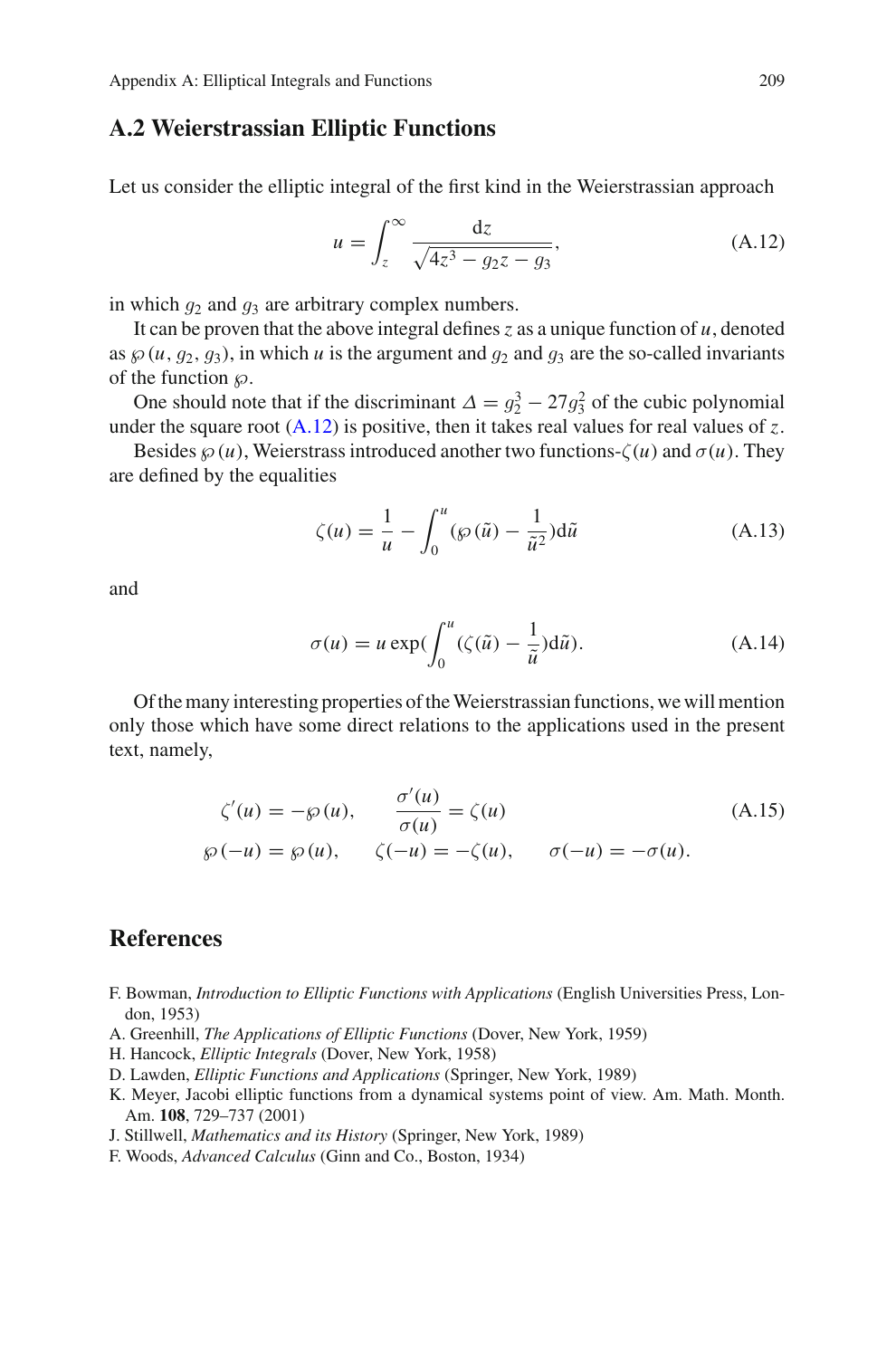## A.2 Weierstrassian Elliptic Functions

Let us consider the elliptic integral of the first kind in the Weierstrassian approach

$$u = \int_{z}^{\infty} \frac{\mathrm{d}z}{\sqrt{4z^3 - g_2 z - g_3}}, \tag{A.12}$$

in which $g_2$ and $g_3$ are arbitrary complex numbers.

It can be proven that the above integral defines $z$ as a unique function of $u$, denoted as $\wp(u, g_2, g_3)$, in which $u$ is the argument and $g_2$ and $g_3$ are the so-called invariants of the function $\wp$.

One should note that if the discriminant $\Delta = g_2^3 - 27g_3^2$ of the cubic polynomial under the square root (A.12) is positive, then it takes real values for real values of $z$.

Besides $\wp(u)$, Weierstrass introduced another two functions-$\zeta(u)$ and $\sigma(u)$. They are defined by the equalities

$$\zeta(u) = \frac{1}{u} - \int_{0}^{u} (\wp(\tilde{u}) - \frac{1}{\tilde{u}^2})\mathrm{d}\tilde{u} \tag{A.13}$$

and

$$\sigma(u) = u \exp(\int_{0}^{u} (\zeta(\tilde{u}) - \frac{1}{\tilde{u}})\mathrm{d}\tilde{u}). \tag{A.14}$$

Of the many interesting properties of the Weierstrassian functions, we will mention only those which have some direct relations to the applications used in the present text, namely,

$$\begin{aligned} &\zeta'(u) = -\wp(u), \qquad \frac{\sigma'(u)}{\sigma(u)} = \zeta(u) \\ &\wp(-u) = \wp(u), \qquad \zeta(-u) = -\zeta(u), \qquad \sigma(-u) = -\sigma(u). \end{aligned} \tag{A.15}$$

## References

F. Bowman, *Introduction to Elliptic Functions with Applications* (English Universities Press, London, 1953)

A. Greenhill, *The Applications of Elliptic Functions* (Dover, New York, 1959)

H. Hancock, *Elliptic Integrals* (Dover, New York, 1958)

D. Lawden, *Elliptic Functions and Applications* (Springer, New York, 1989)

K. Meyer, Jacobi elliptic functions from a dynamical systems point of view. Am. Math. Month. Am. **108**, 729–737 (2001)

J. Stillwell, *Mathematics and its History* (Springer, New York, 1989)

F. Woods, *Advanced Calculus* (Ginn and Co., Boston, 1934)